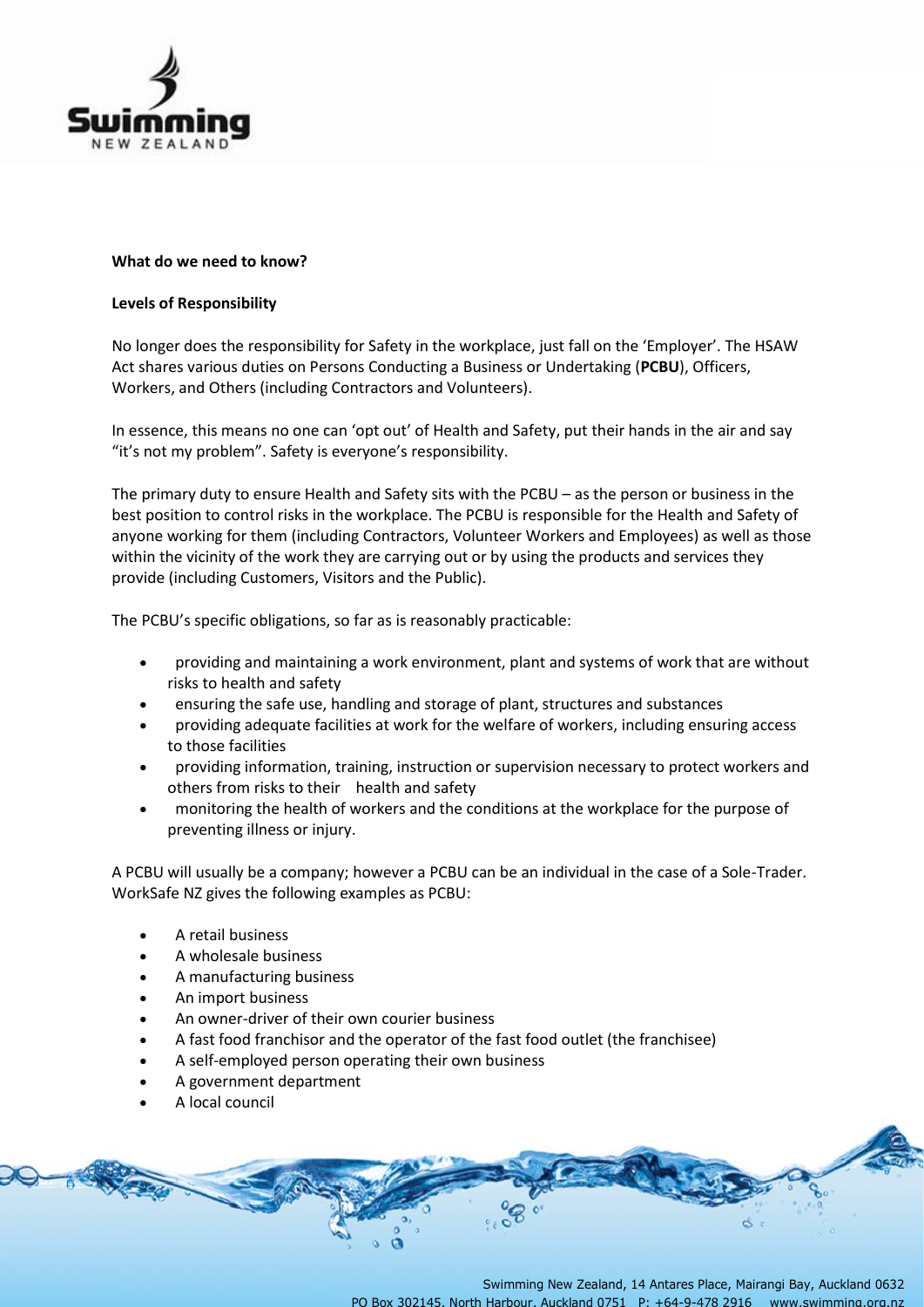**What do we need to know?**

**Levels of Responsibility**

No longer does the responsibility for Safety in the workplace, just fall on the 'Employer'. The HSAW Act shares various duties on Persons Conducting a Business or Undertaking (**PCBU**), Officers, Workers, and Others (including Contractors and Volunteers).

In essence, this means no one can 'opt out' of Health and Safety, put their hands in the air and say "it's not my problem". Safety is everyone's responsibility.

The primary duty to ensure Health and Safety sits with the PCBU – as the person or business in the best position to control risks in the workplace. The PCBU is responsible for the Health and Safety of anyone working for them (including Contractors, Volunteer Workers and Employees) as well as those within the vicinity of the work they are carrying out or by using the products and services they provide (including Customers, Visitors and the Public).

The PCBU's specific obligations, so far as is reasonably practicable:

- providing and maintaining a work environment, plant and systems of work that are without risks to health and safety
- ensuring the safe use, handling and storage of plant, structures and substances
- providing adequate facilities at work for the welfare of workers, including ensuring access to those facilities
- providing information, training, instruction or supervision necessary to protect workers and others from risks to their health and safety
- monitoring the health of workers and the conditions at the workplace for the purpose of preventing illness or injury.

A PCBU will usually be a company; however a PCBU can be an individual in the case of a Sole-Trader. WorkSafe NZ gives the following examples as PCBU:

- A retail business
- A wholesale business
- A manufacturing business
- An import business
- An owner-driver of their own courier business
- A fast food franchisor and the operator of the fast food outlet (the franchisee)
- A self-employed person operating their own business
- A government department
- A local council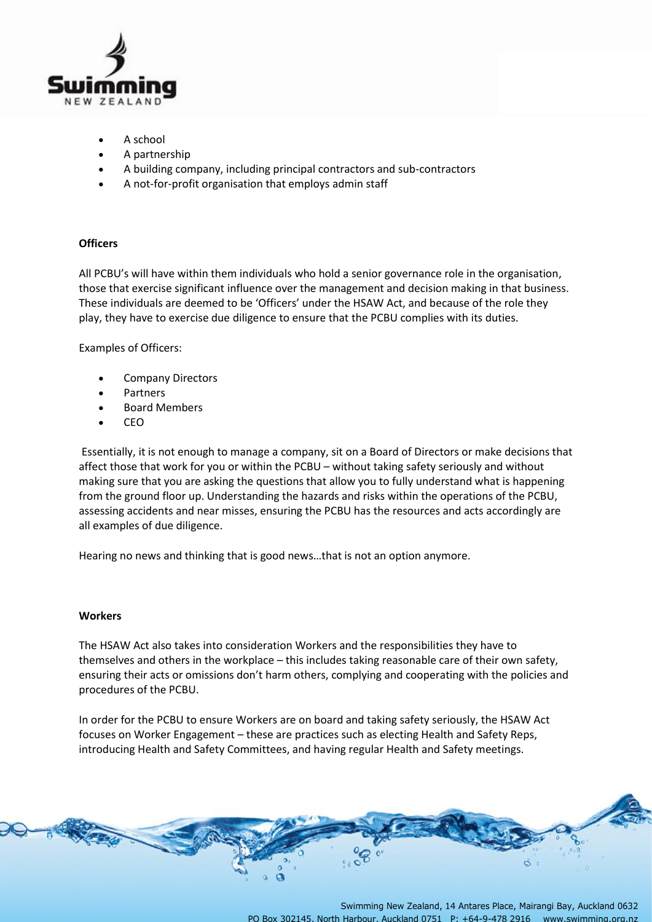- A school
- A partnership
- A building company, including principal contractors and sub-contractors
- A not-for-profit organisation that employs admin staff

**Officers**

All PCBU's will have within them individuals who hold a senior governance role in the organisation, those that exercise significant influence over the management and decision making in that business. These individuals are deemed to be 'Officers' under the HSAW Act, and because of the role they play, they have to exercise due diligence to ensure that the PCBU complies with its duties.

Examples of Officers:

- Company Directors
- Partners
- Board Members
- CEO

Essentially, it is not enough to manage a company, sit on a Board of Directors or make decisions that affect those that work for you or within the PCBU – without taking safety seriously and without making sure that you are asking the questions that allow you to fully understand what is happening from the ground floor up. Understanding the hazards and risks within the operations of the PCBU, assessing accidents and near misses, ensuring the PCBU has the resources and acts accordingly are all examples of due diligence.

Hearing no news and thinking that is good news…that is not an option anymore.

**Workers**

The HSAW Act also takes into consideration Workers and the responsibilities they have to themselves and others in the workplace – this includes taking reasonable care of their own safety, ensuring their acts or omissions don't harm others, complying and cooperating with the policies and procedures of the PCBU.

In order for the PCBU to ensure Workers are on board and taking safety seriously, the HSAW Act focuses on Worker Engagement – these are practices such as electing Health and Safety Reps, introducing Health and Safety Committees, and having regular Health and Safety meetings.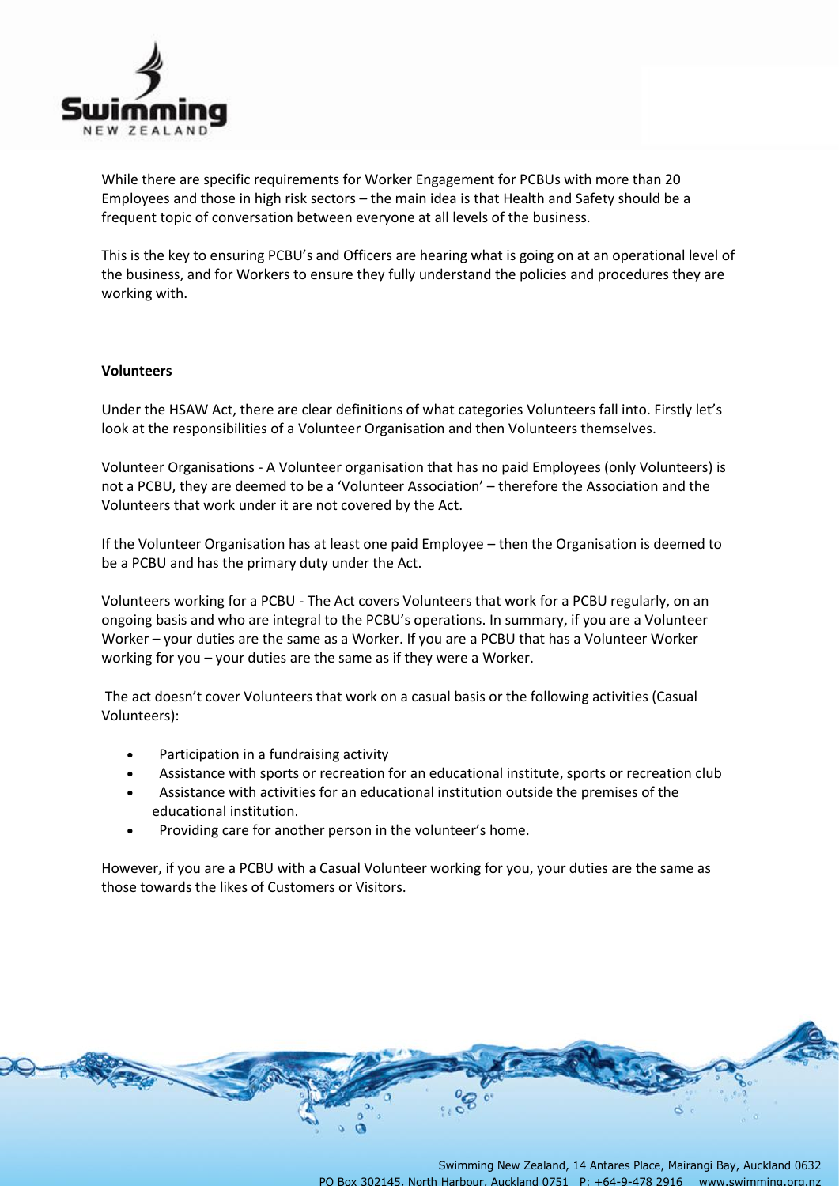While there are specific requirements for Worker Engagement for PCBUs with more than 20 Employees and those in high risk sectors – the main idea is that Health and Safety should be a frequent topic of conversation between everyone at all levels of the business.

This is the key to ensuring PCBU's and Officers are hearing what is going on at an operational level of the business, and for Workers to ensure they fully understand the policies and procedures they are working with.

**Volunteers**

Under the HSAW Act, there are clear definitions of what categories Volunteers fall into. Firstly let's look at the responsibilities of a Volunteer Organisation and then Volunteers themselves.

Volunteer Organisations - A Volunteer organisation that has no paid Employees (only Volunteers) is not a PCBU, they are deemed to be a 'Volunteer Association' – therefore the Association and the Volunteers that work under it are not covered by the Act.

If the Volunteer Organisation has at least one paid Employee – then the Organisation is deemed to be a PCBU and has the primary duty under the Act.

Volunteers working for a PCBU - The Act covers Volunteers that work for a PCBU regularly, on an ongoing basis and who are integral to the PCBU's operations. In summary, if you are a Volunteer Worker – your duties are the same as a Worker. If you are a PCBU that has a Volunteer Worker working for you – your duties are the same as if they were a Worker.

The act doesn't cover Volunteers that work on a casual basis or the following activities (Casual Volunteers):

- Participation in a fundraising activity
- Assistance with sports or recreation for an educational institute, sports or recreation club
- Assistance with activities for an educational institution outside the premises of the educational institution.
- Providing care for another person in the volunteer's home.

However, if you are a PCBU with a Casual Volunteer working for you, your duties are the same as those towards the likes of Customers or Visitors.